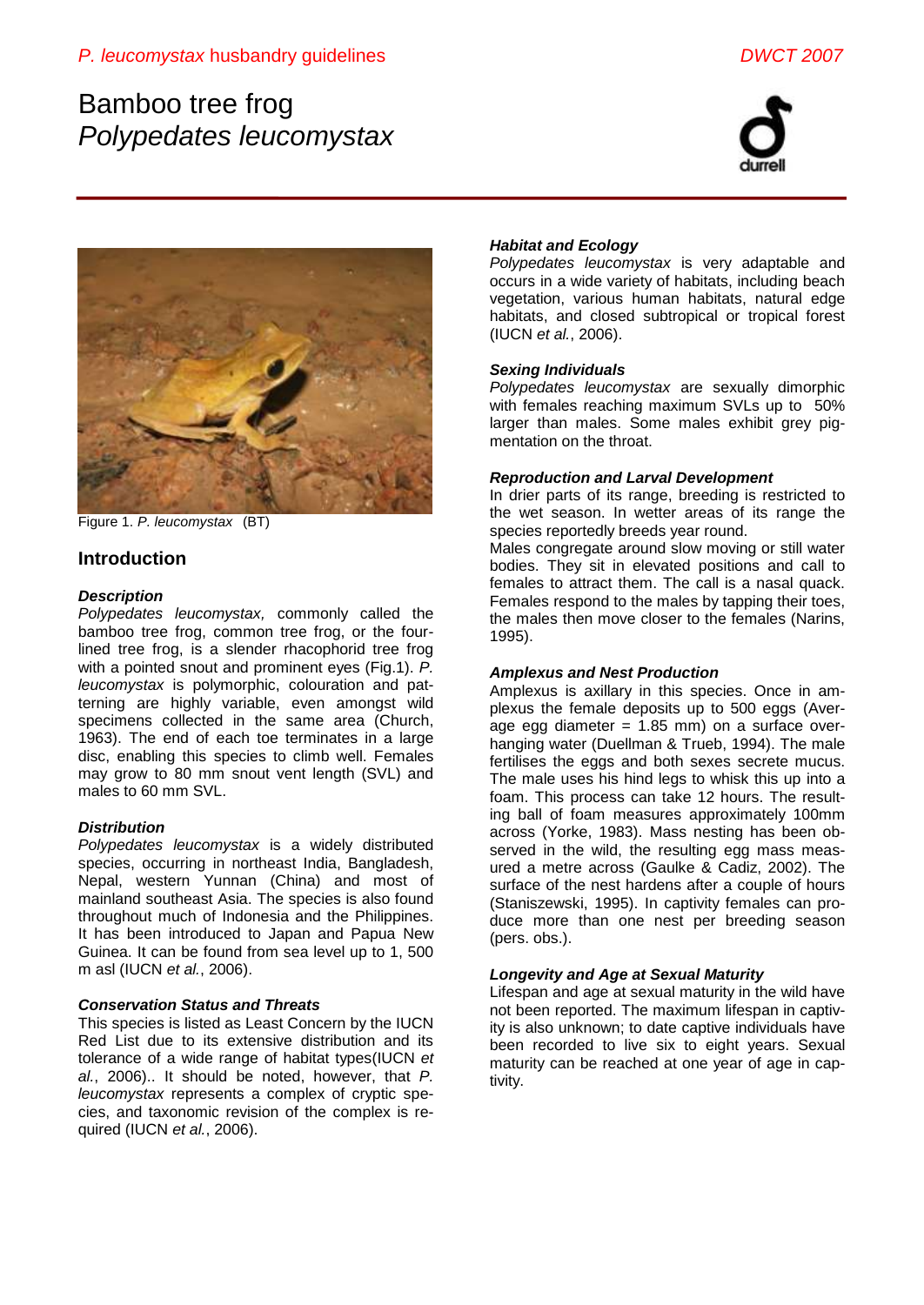# Bamboo tree frog
# *Polypedates leucomystax*

Figure 1. *P. leucomystax* (BT)

## Introduction

### *Description*

*Polypedates leucomystax,* commonly called the bamboo tree frog, common tree frog, or the four-lined tree frog, is a slender rhacophorid tree frog with a pointed snout and prominent eyes (Fig.1). *P. leucomystax* is polymorphic, colouration and patterning are highly variable, even amongst wild specimens collected in the same area (Church, 1963). The end of each toe terminates in a large disc, enabling this species to climb well. Females may grow to 80 mm snout vent length (SVL) and males to 60 mm SVL.

### *Distribution*

*Polypedates leucomystax* is a widely distributed species, occurring in northeast India, Bangladesh, Nepal, western Yunnan (China) and most of mainland southeast Asia. The species is also found throughout much of Indonesia and the Philippines. It has been introduced to Japan and Papua New Guinea. It can be found from sea level up to 1, 500 m asl (IUCN *et al.*, 2006).

### *Conservation Status and Threats*

This species is listed as Least Concern by the IUCN Red List due to its extensive distribution and its tolerance of a wide range of habitat types(IUCN *et al.*, 2006).. It should be noted, however, that *P. leucomystax* represents a complex of cryptic species, and taxonomic revision of the complex is required (IUCN *et al.*, 2006).

### *Habitat and Ecology*

*Polypedates leucomystax* is very adaptable and occurs in a wide variety of habitats, including beach vegetation, various human habitats, natural edge habitats, and closed subtropical or tropical forest (IUCN *et al.*, 2006).

### *Sexing Individuals*

*Polypedates leucomystax* are sexually dimorphic with females reaching maximum SVLs up to 50% larger than males. Some males exhibit grey pigmentation on the throat.

### *Reproduction and Larval Development*

In drier parts of its range, breeding is restricted to the wet season. In wetter areas of its range the species reportedly breeds year round.

Males congregate around slow moving or still water bodies. They sit in elevated positions and call to females to attract them. The call is a nasal quack. Females respond to the males by tapping their toes, the males then move closer to the females (Narins, 1995).

### *Amplexus and Nest Production*

Amplexus is axillary in this species. Once in amplexus the female deposits up to 500 eggs (Average egg diameter = 1.85 mm) on a surface overhanging water (Duellman & Trueb, 1994). The male fertilises the eggs and both sexes secrete mucus. The male uses his hind legs to whisk this up into a foam. This process can take 12 hours. The resulting ball of foam measures approximately 100mm across (Yorke, 1983). Mass nesting has been observed in the wild, the resulting egg mass measured a metre across (Gaulke & Cadiz, 2002). The surface of the nest hardens after a couple of hours (Staniszewski, 1995). In captivity females can produce more than one nest per breeding season (pers. obs.).

### *Longevity and Age at Sexual Maturity*

Lifespan and age at sexual maturity in the wild have not been reported. The maximum lifespan in captivity is also unknown; to date captive individuals have been recorded to live six to eight years. Sexual maturity can be reached at one year of age in captivity.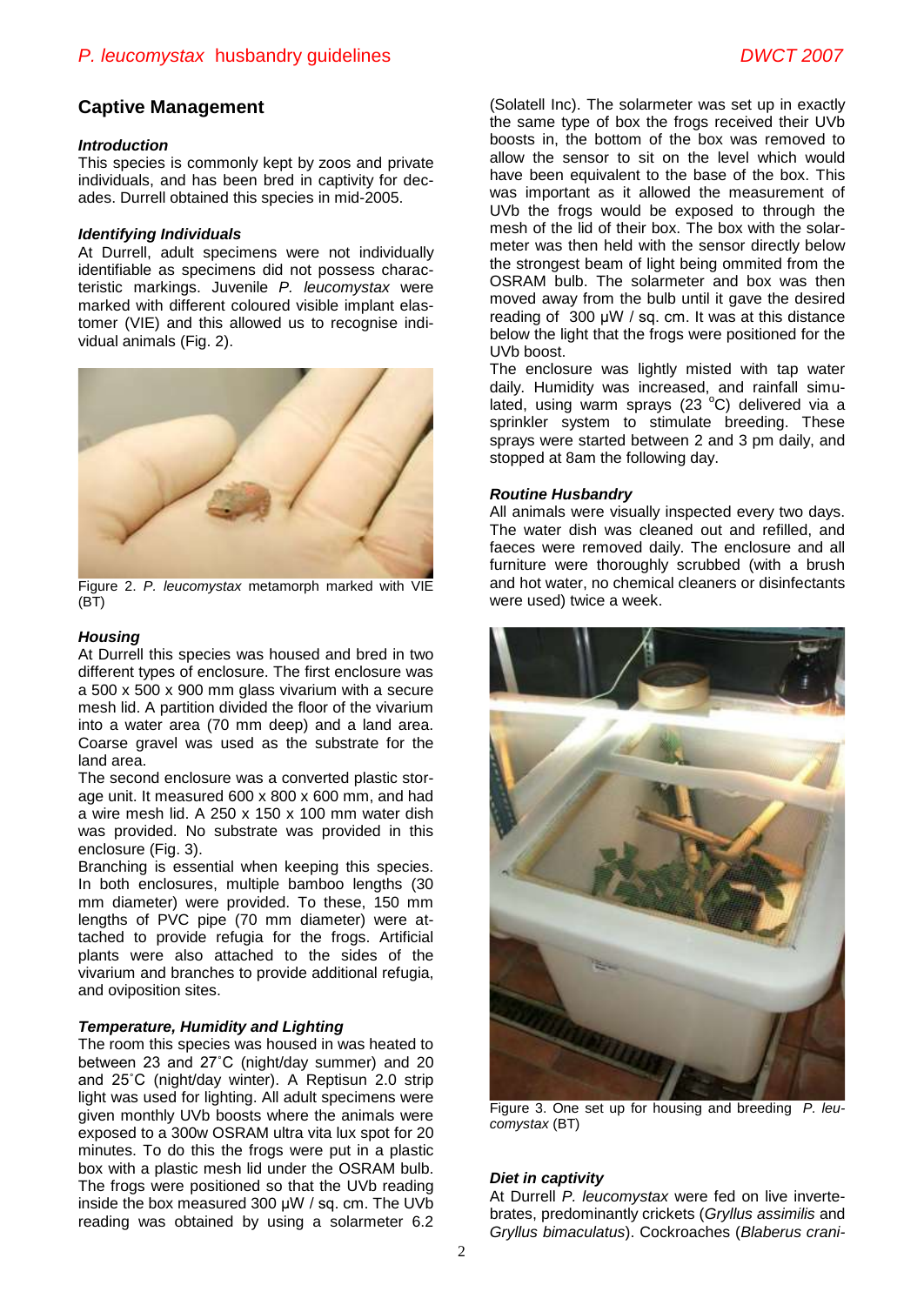## Captive Management

### *Introduction*

This species is commonly kept by zoos and private individuals, and has been bred in captivity for decades. Durrell obtained this species in mid-2005.

### *Identifying Individuals*

At Durrell, adult specimens were not individually identifiable as specimens did not possess characteristic markings. Juvenile *P. leucomystax* were marked with different coloured visible implant elastomer (VIE) and this allowed us to recognise individual animals (Fig. 2).

Figure 2. *P. leucomystax* metamorph marked with VIE (BT)

### *Housing*

At Durrell this species was housed and bred in two different types of enclosure. The first enclosure was a 500 x 500 x 900 mm glass vivarium with a secure mesh lid. A partition divided the floor of the vivarium into a water area (70 mm deep) and a land area. Coarse gravel was used as the substrate for the land area.

The second enclosure was a converted plastic storage unit. It measured 600 x 800 x 600 mm, and had a wire mesh lid. A 250 x 150 x 100 mm water dish was provided. No substrate was provided in this enclosure (Fig. 3).

Branching is essential when keeping this species. In both enclosures, multiple bamboo lengths (30 mm diameter) were provided. To these, 150 mm lengths of PVC pipe (70 mm diameter) were attached to provide refugia for the frogs. Artificial plants were also attached to the sides of the vivarium and branches to provide additional refugia, and oviposition sites.

### *Temperature, Humidity and Lighting*

The room this species was housed in was heated to between 23 and 27˚C (night/day summer) and 20 and 25˚C (night/day winter). A Reptisun 2.0 strip light was used for lighting. All adult specimens were given monthly UVb boosts where the animals were exposed to a 300w OSRAM ultra vita lux spot for 20 minutes. To do this the frogs were put in a plastic box with a plastic mesh lid under the OSRAM bulb. The frogs were positioned so that the UVb reading inside the box measured 300 μW / sq. cm. The UVb reading was obtained by using a solarmeter 6.2 (Solatell Inc). The solarmeter was set up in exactly the same type of box the frogs received their UVb boosts in, the bottom of the box was removed to allow the sensor to sit on the level which would have been equivalent to the base of the box. This was important as it allowed the measurement of UVb the frogs would be exposed to through the mesh of the lid of their box. The box with the solarmeter was then held with the sensor directly below the strongest beam of light being ommited from the OSRAM bulb. The solarmeter and box was then moved away from the bulb until it gave the desired reading of 300 μW / sq. cm. It was at this distance below the light that the frogs were positioned for the UVb boost.

The enclosure was lightly misted with tap water daily. Humidity was increased, and rainfall simulated, using warm sprays (23 °C) delivered via a sprinkler system to stimulate breeding. These sprays were started between 2 and 3 pm daily, and stopped at 8am the following day.

### *Routine Husbandry*

All animals were visually inspected every two days. The water dish was cleaned out and refilled, and faeces were removed daily. The enclosure and all furniture were thoroughly scrubbed (with a brush and hot water, no chemical cleaners or disinfectants were used) twice a week.

Figure 3. One set up for housing and breeding *P. leucomystax* (BT)

### *Diet in captivity*

At Durrell *P. leucomystax* were fed on live invertebrates, predominantly crickets (*Gryllus assimilis* and *Gryllus bimaculatus*). Cockroaches (*Blaberus crani-*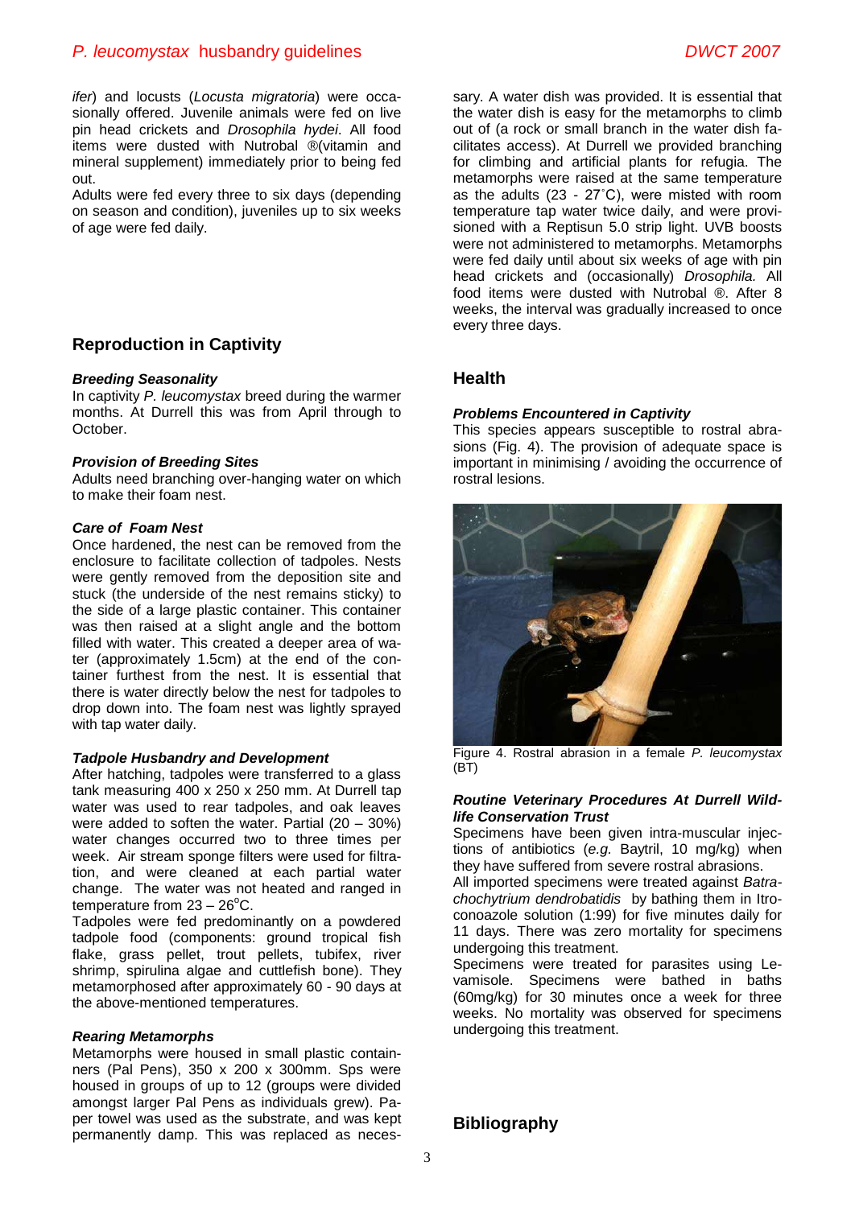*ifer*) and locusts (*Locusta migratoria*) were occasionally offered. Juvenile animals were fed on live pin head crickets and *Drosophila hydei*. All food items were dusted with Nutrobal ®(vitamin and mineral supplement) immediately prior to being fed out.

Adults were fed every three to six days (depending on season and condition), juveniles up to six weeks of age were fed daily.

## Reproduction in Captivity

### *Breeding Seasonality*

In captivity *P. leucomystax* breed during the warmer months. At Durrell this was from April through to October.

### *Provision of Breeding Sites*

Adults need branching over-hanging water on which to make their foam nest.

### *Care of Foam Nest*

Once hardened, the nest can be removed from the enclosure to facilitate collection of tadpoles. Nests were gently removed from the deposition site and stuck (the underside of the nest remains sticky) to the side of a large plastic container. This container was then raised at a slight angle and the bottom filled with water. This created a deeper area of water (approximately 1.5cm) at the end of the container furthest from the nest. It is essential that there is water directly below the nest for tadpoles to drop down into. The foam nest was lightly sprayed with tap water daily.

### *Tadpole Husbandry and Development*

After hatching, tadpoles were transferred to a glass tank measuring 400 x 250 x 250 mm. At Durrell tap water was used to rear tadpoles, and oak leaves were added to soften the water. Partial (20 – 30%) water changes occurred two to three times per week. Air stream sponge filters were used for filtration, and were cleaned at each partial water change. The water was not heated and ranged in temperature from 23 – 26°C.

Tadpoles were fed predominantly on a powdered tadpole food (components: ground tropical fish flake, grass pellet, trout pellets, tubifex, river shrimp, spirulina algae and cuttlefish bone). They metamorphosed after approximately 60 - 90 days at the above-mentioned temperatures.

### *Rearing Metamorphs*

Metamorphs were housed in small plastic containers (Pal Pens), 350 x 200 x 300mm. Sps were housed in groups of up to 12 (groups were divided amongst larger Pal Pens as individuals grew). Paper towel was used as the substrate, and was kept permanently damp. This was replaced as necessary. A water dish was provided. It is essential that the water dish is easy for the metamorphs to climb out of (a rock or small branch in the water dish facilitates access). At Durrell we provided branching for climbing and artificial plants for refugia. The metamorphs were raised at the same temperature as the adults (23 - 27˚C), were misted with room temperature tap water twice daily, and were provisioned with a Reptisun 5.0 strip light. UVB boosts were not administered to metamorphs. Metamorphs were fed daily until about six weeks of age with pin head crickets and (occasionally) *Drosophila*. All food items were dusted with Nutrobal ®. After 8 weeks, the interval was gradually increased to once every three days.

## Health

### *Problems Encountered in Captivity*

This species appears susceptible to rostral abrasions (Fig. 4). The provision of adequate space is important in minimising / avoiding the occurrence of rostral lesions.

Figure 4. Rostral abrasion in a female *P. leucomystax* (BT)

### *Routine Veterinary Procedures At Durrell Wildlife Conservation Trust*

Specimens have been given intra-muscular injections of antibiotics (*e.g.* Baytril, 10 mg/kg) when they have suffered from severe rostral abrasions.

All imported specimens were treated against *Batrachochytrium dendrobatidis* by bathing them in Itroconoazole solution (1:99) for five minutes daily for 11 days. There was zero mortality for specimens undergoing this treatment.

Specimens were treated for parasites using Levamisole. Specimens were bathed in baths (60mg/kg) for 30 minutes once a week for three weeks. No mortality was observed for specimens undergoing this treatment.

## Bibliography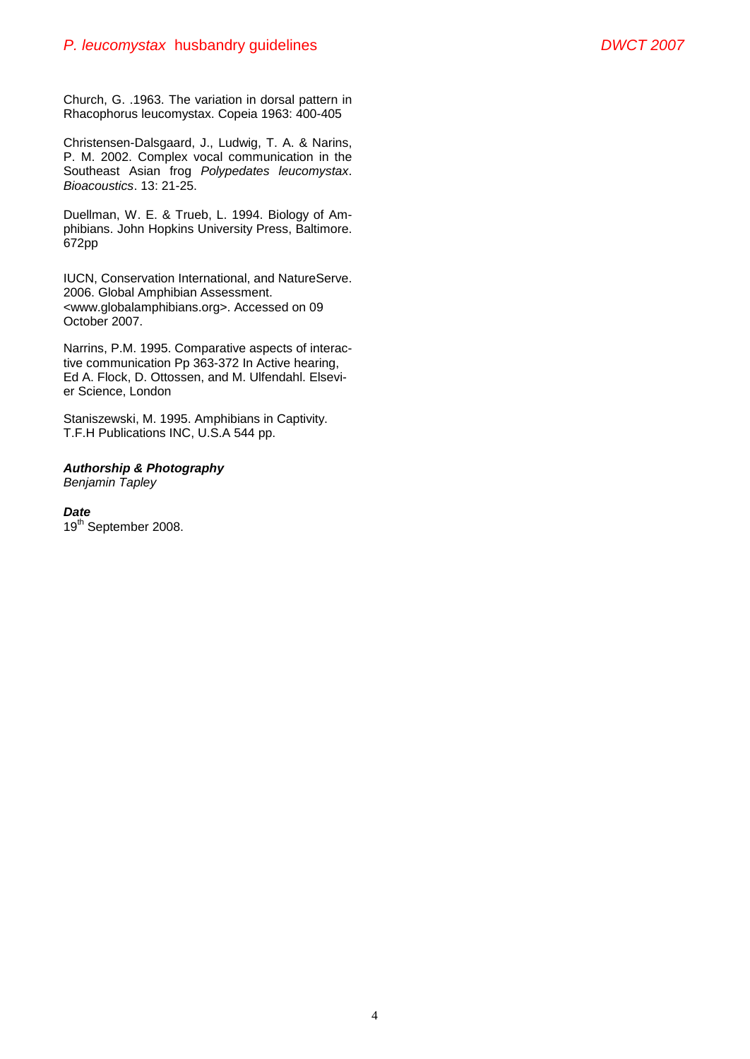Church, G. .1963. The variation in dorsal pattern in Rhacophorus leucomystax. Copeia 1963: 400-405

Christensen-Dalsgaard, J., Ludwig, T. A. & Narins, P. M. 2002. Complex vocal communication in the Southeast Asian frog *Polypedates leucomystax*. *Bioacoustics*. 13: 21-25.

Duellman, W. E. & Trueb, L. 1994. Biology of Amphibians. John Hopkins University Press, Baltimore. 672pp

IUCN, Conservation International, and NatureServe. 2006. Global Amphibian Assessment. <www.globalamphibians.org>. Accessed on 09 October 2007.

Narrins, P.M. 1995. Comparative aspects of interactive communication Pp 363-372 In Active hearing, Ed A. Flock, D. Ottossen, and M. Ulfendahl. Elsevier Science, London

Staniszewski, M. 1995. Amphibians in Captivity. T.F.H Publications INC, U.S.A 544 pp.

***Authorship & Photography***
*Benjamin Tapley*

***Date***
19th September 2008.